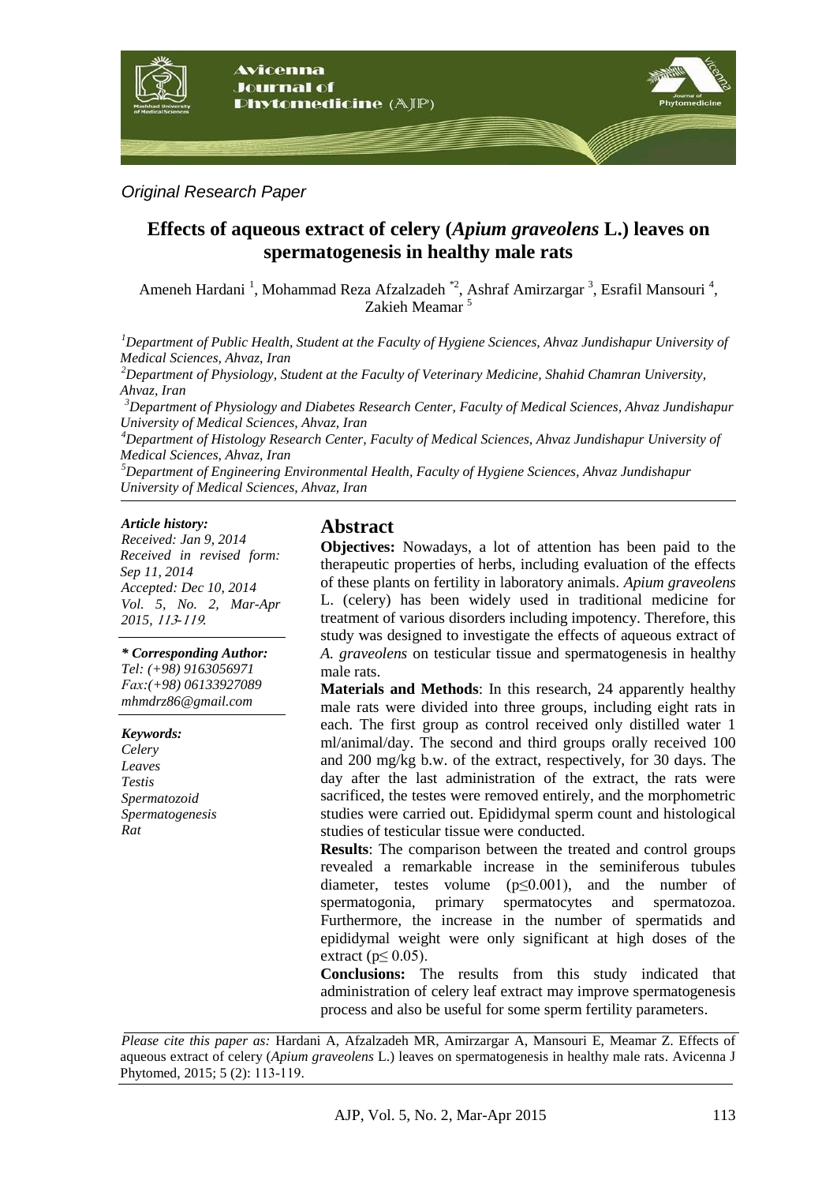*Original Research Paper*

# Effects of aqueous extract of celery (*Apium graveolens* L.) leaves on spermatogenesis in healthy male rats

Ameneh Hardani [1], Mohammad Reza Afzalzadeh [*2], Ashraf Amirzargar [3], Esrafil Mansouri [4], Zakieh Meamar [5]

[1]*Department of Public Health, Student at the Faculty of Hygiene Sciences, Ahvaz Jundishapur University of Medical Sciences, Ahvaz, Iran*

[2]*Department of Physiology, Student at the Faculty of Veterinary Medicine, Shahid Chamran University, Ahvaz, Iran*

[3]*Department of Physiology and Diabetes Research Center, Faculty of Medical Sciences, Ahvaz Jundishapur University of Medical Sciences, Ahvaz, Iran*

[4]*Department of Histology Research Center, Faculty of Medical Sciences, Ahvaz Jundishapur University of Medical Sciences, Ahvaz, Iran*

[5]*Department of Engineering Environmental Health, Faculty of Hygiene Sciences, Ahvaz Jundishapur University of Medical Sciences, Ahvaz, Iran*

***Article history:***
*Received: Jan 9, 2014*
*Received in revised form: Sep 11, 2014*
*Accepted: Dec 10, 2014*
*Vol. 5, No. 2, Mar-Apr 2015, 113-119.*

***\* Corresponding Author:***
*Tel: (+98) 9163056971*
*Fax:(+98) 06133927089*
*mhmdrz86@gmail.com*

***Keywords:***
*Celery*
*Leaves*
*Testis*
*Spermatozoid*
*Spermatogenesis*
*Rat*

## Abstract

**Objectives:** Nowadays, a lot of attention has been paid to the therapeutic properties of herbs, including evaluation of the effects of these plants on fertility in laboratory animals. *Apium graveolens* L. (celery) has been widely used in traditional medicine for treatment of various disorders including impotency. Therefore, this study was designed to investigate the effects of aqueous extract of *A. graveolens* on testicular tissue and spermatogenesis in healthy male rats.

**Materials and Methods**: In this research, 24 apparently healthy male rats were divided into three groups, including eight rats in each. The first group as control received only distilled water 1 ml/animal/day. The second and third groups orally received 100 and 200 mg/kg b.w. of the extract, respectively, for 30 days. The day after the last administration of the extract, the rats were sacrificed, the testes were removed entirely, and the morphometric studies were carried out. Epididymal sperm count and histological studies of testicular tissue were conducted.

**Results**: The comparison between the treated and control groups revealed a remarkable increase in the seminiferous tubules diameter, testes volume ($p \leq 0.001$), and the number of spermatogonia, primary spermatocytes and spermatozoa. Furthermore, the increase in the number of spermatids and epididymal weight were only significant at high doses of the extract ($p \leq 0.05$).

**Conclusions:** The results from this study indicated that administration of celery leaf extract may improve spermatogenesis process and also be useful for some sperm fertility parameters.

*Please cite this paper as:* Hardani A, Afzalzadeh MR, Amirzargar A, Mansouri E, Meamar Z. Effects of aqueous extract of celery (*Apium graveolens* L.) leaves on spermatogenesis in healthy male rats. Avicenna J Phytomed, 2015; 5 (2): 113-119.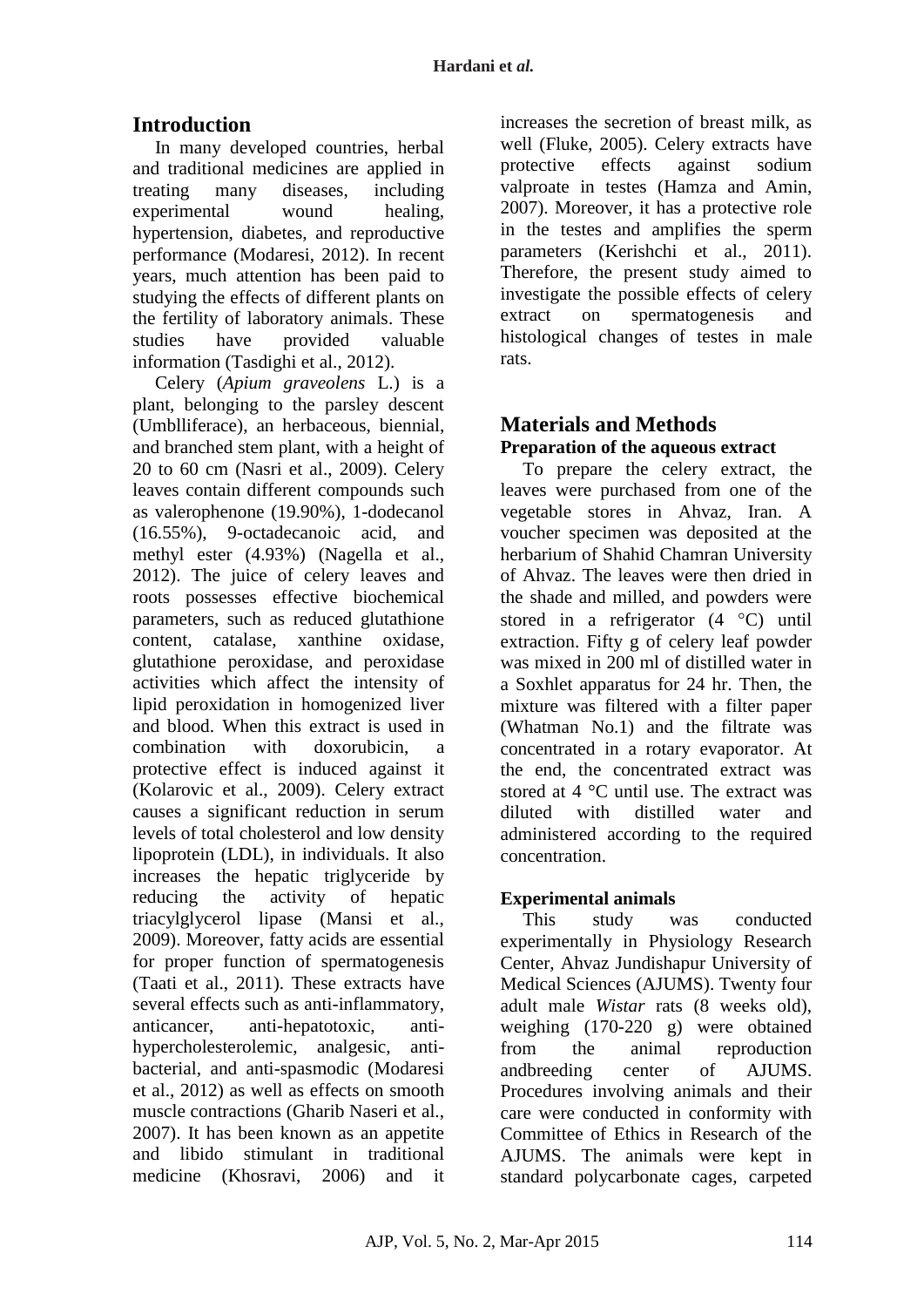## Introduction

In many developed countries, herbal and traditional medicines are applied in treating many diseases, including experimental wound healing, hypertension, diabetes, and reproductive performance (Modaresi, 2012). In recent years, much attention has been paid to studying the effects of different plants on the fertility of laboratory animals. These studies have provided valuable information (Tasdighi et al., 2012).

Celery (*Apium graveolens* L.) is a plant, belonging to the parsley descent (Umblliferace), an herbaceous, biennial, and branched stem plant, with a height of 20 to 60 cm (Nasri et al., 2009). Celery leaves contain different compounds such as valerophenone (19.90%), 1-dodecanol (16.55%), 9-octadecanoic acid, and methyl ester (4.93%) (Nagella et al., 2012). The juice of celery leaves and roots possesses effective biochemical parameters, such as reduced glutathione content, catalase, xanthine oxidase, glutathione peroxidase, and peroxidase activities which affect the intensity of lipid peroxidation in homogenized liver and blood. When this extract is used in combination with doxorubicin, a protective effect is induced against it (Kolarovic et al., 2009). Celery extract causes a significant reduction in serum levels of total cholesterol and low density lipoprotein (LDL), in individuals. It also increases the hepatic triglyceride by reducing the activity of hepatic triacylglycerol lipase (Mansi et al., 2009). Moreover, fatty acids are essential for proper function of spermatogenesis (Taati et al., 2011). These extracts have several effects such as anti-inflammatory, anticancer, anti-hepatotoxic, anti-hypercholesterolemic, analgesic, anti-bacterial, and anti-spasmodic (Modaresi et al., 2012) as well as effects on smooth muscle contractions (Gharib Naseri et al., 2007). It has been known as an appetite and libido stimulant in traditional medicine (Khosravi, 2006) and it increases the secretion of breast milk, as well (Fluke, 2005). Celery extracts have protective effects against sodium valproate in testes (Hamza and Amin, 2007). Moreover, it has a protective role in the testes and amplifies the sperm parameters (Kerishchi et al., 2011). Therefore, the present study aimed to investigate the possible effects of celery extract on spermatogenesis and histological changes of testes in male rats.

## Materials and Methods

### Preparation of the aqueous extract

To prepare the celery extract, the leaves were purchased from one of the vegetable stores in Ahvaz, Iran. A voucher specimen was deposited at the herbarium of Shahid Chamran University of Ahvaz. The leaves were then dried in the shade and milled, and powders were stored in a refrigerator (4 °C) until extraction. Fifty g of celery leaf powder was mixed in 200 ml of distilled water in a Soxhlet apparatus for 24 hr. Then, the mixture was filtered with a filter paper (Whatman No.1) and the filtrate was concentrated in a rotary evaporator. At the end, the concentrated extract was stored at 4 °C until use. The extract was diluted with distilled water and administered according to the required concentration.

### Experimental animals

This study was conducted experimentally in Physiology Research Center, Ahvaz Jundishapur University of Medical Sciences (AJUMS). Twenty four adult male *Wistar* rats (8 weeks old), weighing (170-220 g) were obtained from the animal reproduction andbreeding center of AJUMS. Procedures involving animals and their care were conducted in conformity with Committee of Ethics in Research of the AJUMS. The animals were kept in standard polycarbonate cages, carpeted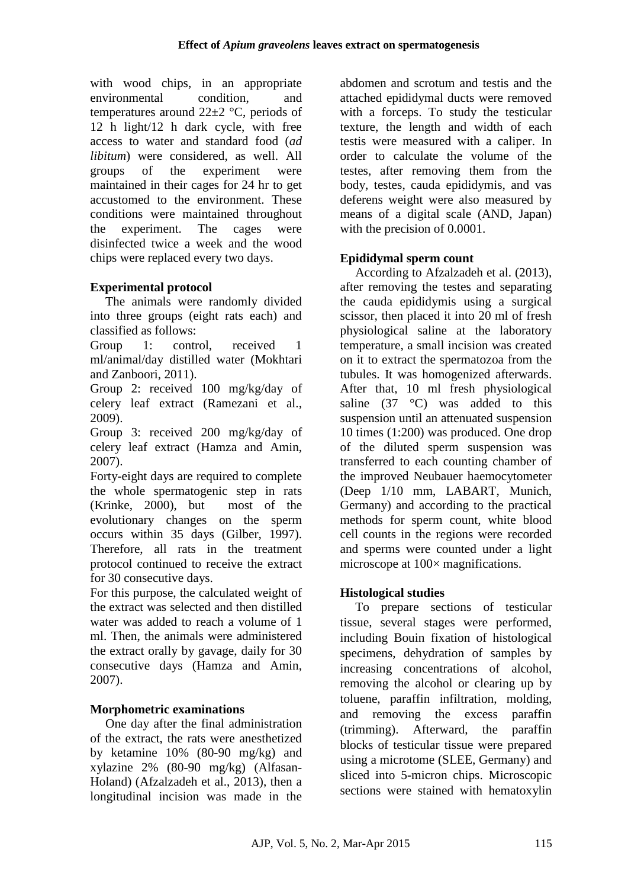with wood chips, in an appropriate environmental condition, and temperatures around 22±2 °C, periods of 12 h light/12 h dark cycle, with free access to water and standard food (*ad libitum*) were considered, as well. All groups of the experiment were maintained in their cages for 24 hr to get accustomed to the environment. These conditions were maintained throughout the experiment. The cages were disinfected twice a week and the wood chips were replaced every two days.

**Experimental protocol**

The animals were randomly divided into three groups (eight rats each) and classified as follows:

Group 1: control, received 1 ml/animal/day distilled water (Mokhtari and Zanboori, 2011).

Group 2: received 100 mg/kg/day of celery leaf extract (Ramezani et al., 2009).

Group 3: received 200 mg/kg/day of celery leaf extract (Hamza and Amin, 2007).

Forty-eight days are required to complete the whole spermatogenic step in rats (Krinke, 2000), but most of the evolutionary changes on the sperm occurs within 35 days (Gilber, 1997). Therefore, all rats in the treatment protocol continued to receive the extract for 30 consecutive days.

For this purpose, the calculated weight of the extract was selected and then distilled water was added to reach a volume of 1 ml. Then, the animals were administered the extract orally by gavage, daily for 30 consecutive days (Hamza and Amin, 2007).

**Morphometric examinations**

One day after the final administration of the extract, the rats were anesthetized by ketamine 10% (80-90 mg/kg) and xylazine 2% (80-90 mg/kg) (Alfasan-Holand) (Afzalzadeh et al., 2013), then a longitudinal incision was made in the abdomen and scrotum and testis and the attached epididymal ducts were removed with a forceps. To study the testicular texture, the length and width of each testis were measured with a caliper. In order to calculate the volume of the testes, after removing them from the body, testes, cauda epididymis, and vas deferens weight were also measured by means of a digital scale (AND, Japan) with the precision of 0.0001.

**Epididymal sperm count**

According to Afzalzadeh et al. (2013), after removing the testes and separating the cauda epididymis using a surgical scissor, then placed it into 20 ml of fresh physiological saline at the laboratory temperature, a small incision was created on it to extract the spermatozoa from the tubules. It was homogenized afterwards. After that, 10 ml fresh physiological saline (37 °C) was added to this suspension until an attenuated suspension 10 times (1:200) was produced. One drop of the diluted sperm suspension was transferred to each counting chamber of the improved Neubauer haemocytometer (Deep 1/10 mm, LABART, Munich, Germany) and according to the practical methods for sperm count, white blood cell counts in the regions were recorded and sperms were counted under a light microscope at 100× magnifications.

**Histological studies**

To prepare sections of testicular tissue, several stages were performed, including Bouin fixation of histological specimens, dehydration of samples by increasing concentrations of alcohol, removing the alcohol or clearing up by toluene, paraffin infiltration, molding, and removing the excess paraffin (trimming). Afterward, the paraffin blocks of testicular tissue were prepared using a microtome (SLEE, Germany) and sliced into 5-micron chips. Microscopic sections were stained with hematoxylin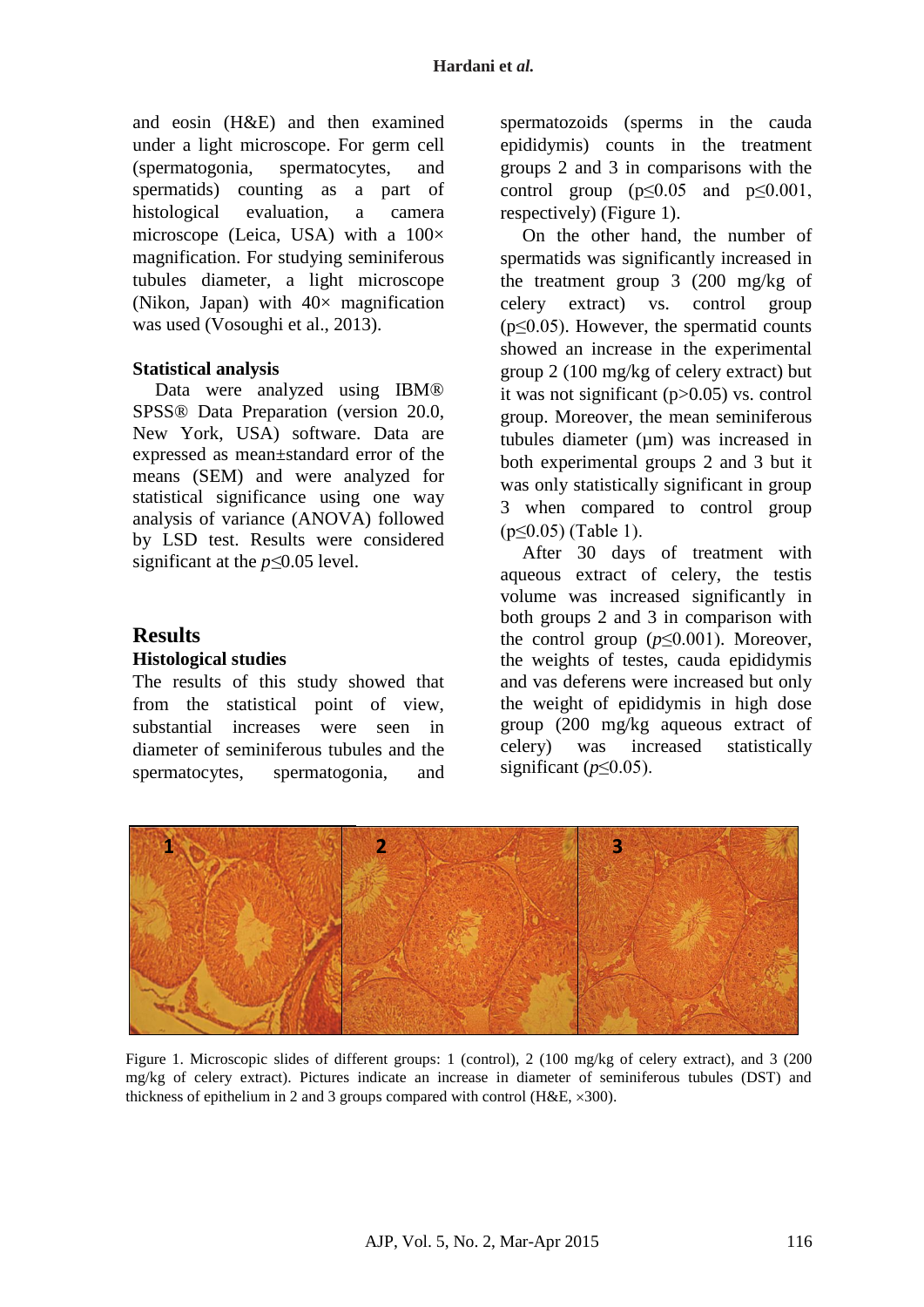and eosin (H&E) and then examined under a light microscope. For germ cell (spermatogonia, spermatocytes, and spermatids) counting as a part of histological evaluation, a camera microscope (Leica, USA) with a 100× magnification. For studying seminiferous tubules diameter, a light microscope (Nikon, Japan) with 40× magnification was used (Vosoughi et al., 2013).

### Statistical analysis

Data were analyzed using IBM® SPSS® Data Preparation (version 20.0, New York, USA) software. Data are expressed as mean±standard error of the means (SEM) and were analyzed for statistical significance using one way analysis of variance (ANOVA) followed by LSD test. Results were considered significant at the $p \leq 0.05$ level.

## Results

### Histological studies

The results of this study showed that from the statistical point of view, substantial increases were seen in diameter of seminiferous tubules and the spermatocytes, spermatogonia, and spermatozoids (sperms in the cauda epididymis) counts in the treatment groups 2 and 3 in comparisons with the control group ($p \leq 0.05$ and $p \leq 0.001$, respectively) (Figure 1).

On the other hand, the number of spermatids was significantly increased in the treatment group 3 (200 mg/kg of celery extract) vs. control group ($p \leq 0.05$). However, the spermatid counts showed an increase in the experimental group 2 (100 mg/kg of celery extract) but it was not significant ($p > 0.05$) vs. control group. Moreover, the mean seminiferous tubules diameter (µm) was increased in both experimental groups 2 and 3 but it was only statistically significant in group 3 when compared to control group ($p \leq 0.05$) (Table 1).

After 30 days of treatment with aqueous extract of celery, the testis volume was increased significantly in both groups 2 and 3 in comparison with the control group ($p \leq 0.001$). Moreover, the weights of testes, cauda epididymis and vas deferens were increased but only the weight of epididymis in high dose group (200 mg/kg aqueous extract of celery) was increased statistically significant ($p \leq 0.05$).

Figure 1. Microscopic slides of different groups: 1 (control), 2 (100 mg/kg of celery extract), and 3 (200 mg/kg of celery extract). Pictures indicate an increase in diameter of seminiferous tubules (DST) and thickness of epithelium in 2 and 3 groups compared with control (H&E, ×300).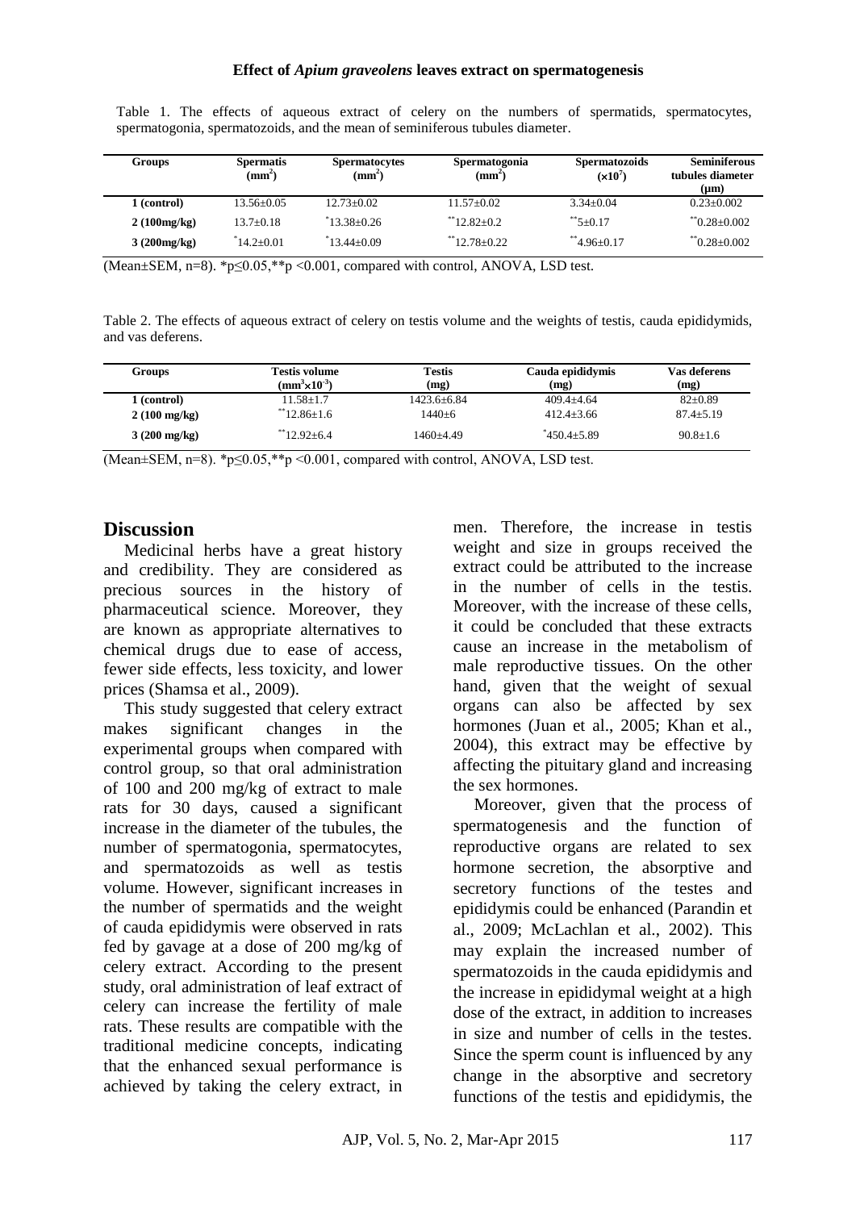Table 1. The effects of aqueous extract of celery on the numbers of spermatids, spermatocytes, spermatogonia, spermatozoids, and the mean of seminiferous tubules diameter.

| Groups | Spermatis ($mm^2$) | Spermatocytes ($mm^2$) | Spermatogonia ($mm^2$) | Spermatozoids ($\times 10^7$) | Seminiferous tubules diameter (μm) |
|---|---|---|---|---|---|
| 1 (control) | 13.56±0.05 | 12.73±0.02 | 11.57±0.02 | 3.34±0.04 | 0.23±0.002 |
| 2 (100mg/kg) | 13.7±0.18 | *13.38±0.26 | **12.82±0.2 | **5±0.17 | **0.28±0.002 |
| 3 (200mg/kg) | *14.2±0.01 | *13.44±0.09 | **12.78±0.22 | **4.96±0.17 | **0.28±0.002 |

(Mean±SEM, n=8). *$p \leq 0.05$,**$p < 0.001$, compared with control, ANOVA, LSD test.

Table 2. The effects of aqueous extract of celery on testis volume and the weights of testis, cauda epididymids, and vas deferens.

| Groups | Testis volume ($mm^3 \times 10^{-3}$) | Testis (mg) | Cauda epididymis (mg) | Vas deferens (mg) |
|---|---|---|---|---|
| 1 (control) | 11.58±1.7 | 1423.6±6.84 | 409.4±4.64 | 82±0.89 |
| 2 (100 mg/kg) | **12.86±1.6 | 1440±6 | 412.4±3.66 | 87.4±5.19 |
| 3 (200 mg/kg) | **12.92±6.4 | 1460±4.49 | *450.4±5.89 | 90.8±1.6 |

(Mean±SEM, n=8). *$p \leq 0.05$,**$p < 0.001$, compared with control, ANOVA, LSD test.

## Discussion

Medicinal herbs have a great history and credibility. They are considered as precious sources in the history of pharmaceutical science. Moreover, they are known as appropriate alternatives to chemical drugs due to ease of access, fewer side effects, less toxicity, and lower prices (Shamsa et al., 2009).

This study suggested that celery extract makes significant changes in the experimental groups when compared with control group, so that oral administration of 100 and 200 mg/kg of extract to male rats for 30 days, caused a significant increase in the diameter of the tubules, the number of spermatogonia, spermatocytes, and spermatozoids as well as testis volume. However, significant increases in the number of spermatids and the weight of cauda epididymis were observed in rats fed by gavage at a dose of 200 mg/kg of celery extract. According to the present study, oral administration of leaf extract of celery can increase the fertility of male rats. These results are compatible with the traditional medicine concepts, indicating that the enhanced sexual performance is achieved by taking the celery extract, in men. Therefore, the increase in testis weight and size in groups received the extract could be attributed to the increase in the number of cells in the testis. Moreover, with the increase of these cells, it could be concluded that these extracts cause an increase in the metabolism of male reproductive tissues. On the other hand, given that the weight of sexual organs can also be affected by sex hormones (Juan et al., 2005; Khan et al., 2004), this extract may be effective by affecting the pituitary gland and increasing the sex hormones.

Moreover, given that the process of spermatogenesis and the function of reproductive organs are related to sex hormone secretion, the absorptive and secretory functions of the testes and epididymis could be enhanced (Parandin et al., 2009; McLachlan et al., 2002). This may explain the increased number of spermatozoids in the cauda epididymis and the increase in epididymal weight at a high dose of the extract, in addition to increases in size and number of cells in the testes. Since the sperm count is influenced by any change in the absorptive and secretory functions of the testis and epididymis, the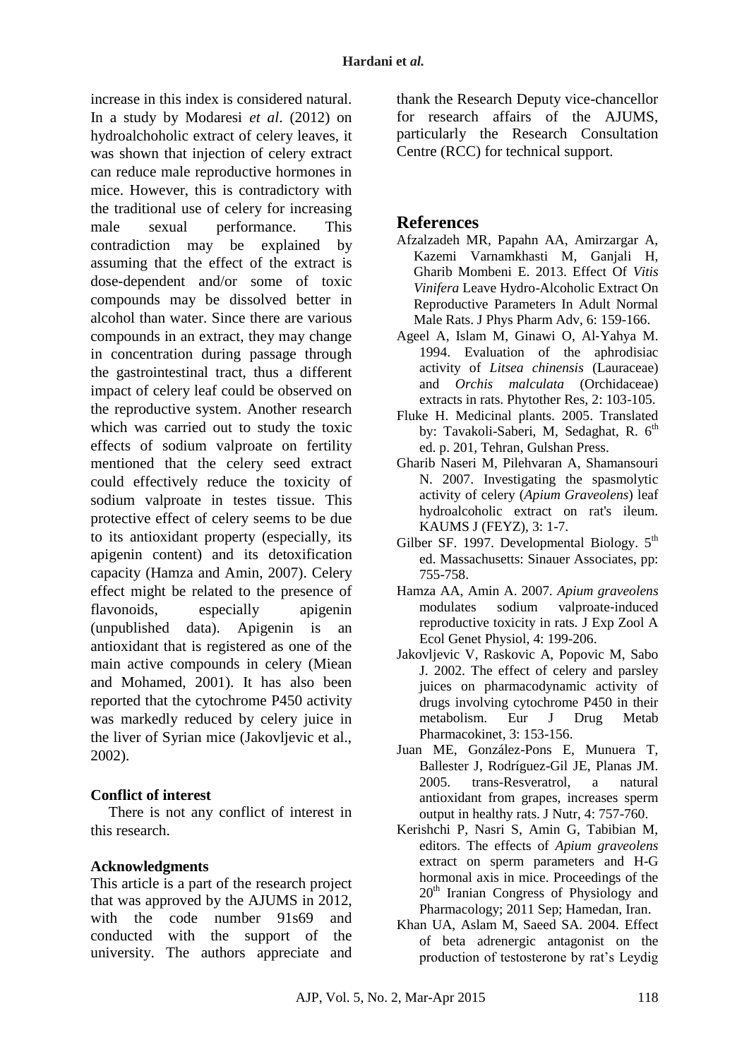increase in this index is considered natural. In a study by Modaresi *et al*. (2012) on hydroalchoholic extract of celery leaves, it was shown that injection of celery extract can reduce male reproductive hormones in mice. However, this is contradictory with the traditional use of celery for increasing male sexual performance. This contradiction may be explained by assuming that the effect of the extract is dose-dependent and/or some of toxic compounds may be dissolved better in alcohol than water. Since there are various compounds in an extract, they may change in concentration during passage through the gastrointestinal tract, thus a different impact of celery leaf could be observed on the reproductive system. Another research which was carried out to study the toxic effects of sodium valproate on fertility mentioned that the celery seed extract could effectively reduce the toxicity of sodium valproate in testes tissue. This protective effect of celery seems to be due to its antioxidant property (especially, its apigenin content) and its detoxification capacity (Hamza and Amin, 2007). Celery effect might be related to the presence of flavonoids, especially apigenin (unpublished data). Apigenin is an antioxidant that is registered as one of the main active compounds in celery (Miean and Mohamed, 2001). It has also been reported that the cytochrome P450 activity was markedly reduced by celery juice in the liver of Syrian mice (Jakovljevic et al., 2002).

### Conflict of interest

There is not any conflict of interest in this research.

### Acknowledgments

This article is a part of the research project that was approved by the AJUMS in 2012, with the code number 91s69 and conducted with the support of the university. The authors appreciate and thank the Research Deputy vice-chancellor for research affairs of the AJUMS, particularly the Research Consultation Centre (RCC) for technical support.

## References

Afzalzadeh MR, Papahn AA, Amirzargar A, Kazemi Varnamkhasti M, Ganjali H, Gharib Mombeni E. 2013. Effect Of *Vitis Vinifera* Leave Hydro-Alcoholic Extract On Reproductive Parameters In Adult Normal Male Rats. J Phys Pharm Adv, 6: 159-166.

Ageel A, Islam M, Ginawi O, Al-Yahya M. 1994. Evaluation of the aphrodisiac activity of *Litsea chinensis* (Lauraceae) and *Orchis malculata* (Orchidaceae) extracts in rats. Phytother Res, 2: 103-105.

Fluke H. Medicinal plants. 2005. Translated by: Tavakoli-Saberi, M, Sedaghat, R. 6th ed. p. 201, Tehran, Gulshan Press.

Gharib Naseri M, Pilehvaran A, Shamansouri N. 2007. Investigating the spasmolytic activity of celery (*Apium Graveolens*) leaf hydroalcoholic extract on rat's ileum. KAUMS J (FEYZ), 3: 1-7.

Gilber SF. 1997. Developmental Biology. 5th ed. Massachusetts: Sinauer Associates, pp: 755-758.

Hamza AA, Amin A. 2007. *Apium graveolens* modulates sodium valproate-induced reproductive toxicity in rats. J Exp Zool A Ecol Genet Physiol, 4: 199-206.

Jakovljevic V, Raskovic A, Popovic M, Sabo J. 2002. The effect of celery and parsley juices on pharmacodynamic activity of drugs involving cytochrome P450 in their metabolism. Eur J Drug Metab Pharmacokinet, 3: 153-156.

Juan ME, González-Pons E, Munuera T, Ballester J, Rodríguez-Gil JE, Planas JM. 2005. trans-Resveratrol, a natural antioxidant from grapes, increases sperm output in healthy rats. J Nutr, 4: 757-760.

Kerishchi P, Nasri S, Amin G, Tabibian M, editors. The effects of *Apium graveolens* extract on sperm parameters and H-G hormonal axis in mice. Proceedings of the 20th Iranian Congress of Physiology and Pharmacology; 2011 Sep; Hamedan, Iran.

Khan UA, Aslam M, Saeed SA. 2004. Effect of beta adrenergic antagonist on the production of testosterone by rat's Leydig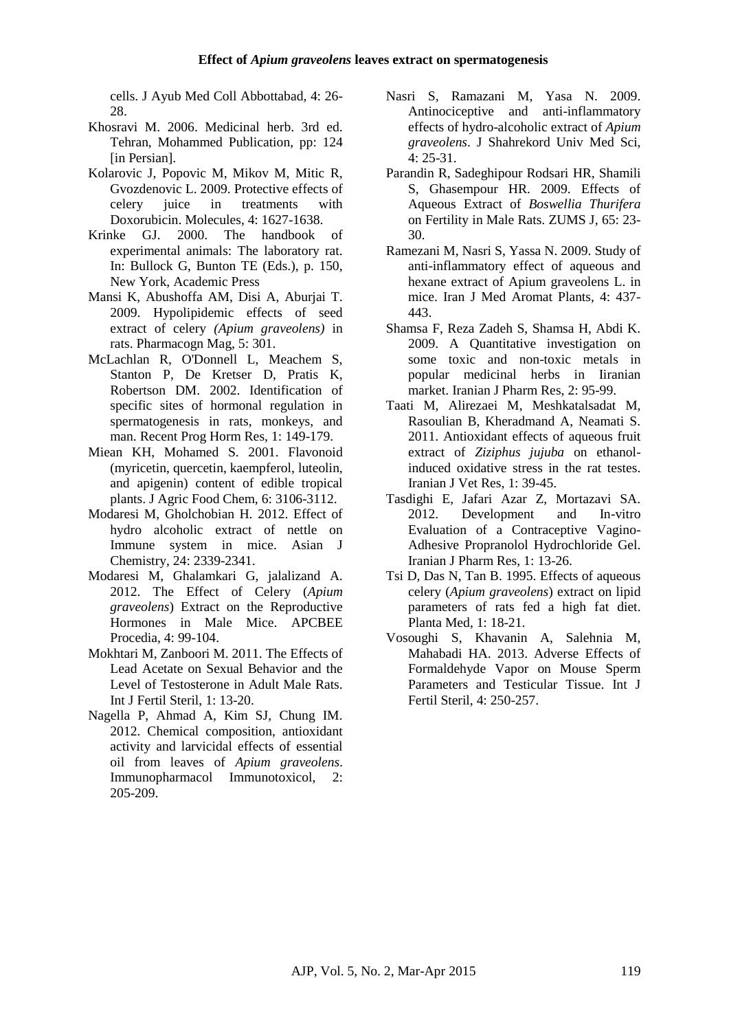cells. J Ayub Med Coll Abbottabad, 4: 26-28.

Khosravi M. 2006. Medicinal herb. 3rd ed. Tehran, Mohammed Publication, pp: 124 [in Persian].

Kolarovic J, Popovic M, Mikov M, Mitic R, Gvozdenovic L. 2009. Protective effects of celery juice in treatments with Doxorubicin. Molecules, 4: 1627-1638.

Krinke GJ. 2000. The handbook of experimental animals: The laboratory rat. In: Bullock G, Bunton TE (Eds.), p. 150, New York, Academic Press

Mansi K, Abushoffa AM, Disi A, Aburjai T. 2009. Hypolipidemic effects of seed extract of celery *(Apium graveolens)* in rats. Pharmacogn Mag, 5: 301.

McLachlan R, O'Donnell L, Meachem S, Stanton P, De Kretser D, Pratis K, Robertson DM. 2002. Identification of specific sites of hormonal regulation in spermatogenesis in rats, monkeys, and man. Recent Prog Horm Res, 1: 149-179.

Miean KH, Mohamed S. 2001. Flavonoid (myricetin, quercetin, kaempferol, luteolin, and apigenin) content of edible tropical plants. J Agric Food Chem, 6: 3106-3112.

Modaresi M, Gholchobian H. 2012. Effect of hydro alcoholic extract of nettle on Immune system in mice. Asian J Chemistry, 24: 2339-2341.

Modaresi M, Ghalamkari G, jalalizand A. 2012. The Effect of Celery (*Apium graveolens*) Extract on the Reproductive Hormones in Male Mice. APCBEE Procedia, 4: 99-104.

Mokhtari M, Zanboori M. 2011. The Effects of Lead Acetate on Sexual Behavior and the Level of Testosterone in Adult Male Rats. Int J Fertil Steril, 1: 13-20.

Nagella P, Ahmad A, Kim SJ, Chung IM. 2012. Chemical composition, antioxidant activity and larvicidal effects of essential oil from leaves of *Apium graveolens*. Immunopharmacol Immunotoxicol, 2: 205-209.

Nasri S, Ramazani M, Yasa N. 2009. Antinociceptive and anti-inflammatory effects of hydro-alcoholic extract of *Apium graveolens*. J Shahrekord Univ Med Sci, 4: 25-31.

Parandin R, Sadeghipour Rodsari HR, Shamili S, Ghasempour HR. 2009. Effects of Aqueous Extract of *Boswellia Thurifera* on Fertility in Male Rats. ZUMS J, 65: 23-30.

Ramezani M, Nasri S, Yassa N. 2009. Study of anti-inflammatory effect of aqueous and hexane extract of Apium graveolens L. in mice. Iran J Med Aromat Plants, 4: 437-443.

Shamsa F, Reza Zadeh S, Shamsa H, Abdi K. 2009. A Quantitative investigation on some toxic and non-toxic metals in popular medicinal herbs in Iiranian market. Iranian J Pharm Res, 2: 95-99.

Taati M, Alirezaei M, Meshkatalsadat M, Rasoulian B, Kheradmand A, Neamati S. 2011. Antioxidant effects of aqueous fruit extract of *Ziziphus jujuba* on ethanol-induced oxidative stress in the rat testes. Iranian J Vet Res, 1: 39-45.

Tasdighi E, Jafari Azar Z, Mortazavi SA. 2012. Development and In-vitro Evaluation of a Contraceptive Vagino-Adhesive Propranolol Hydrochloride Gel. Iranian J Pharm Res, 1: 13-26.

Tsi D, Das N, Tan B. 1995. Effects of aqueous celery (*Apium graveolens*) extract on lipid parameters of rats fed a high fat diet. Planta Med, 1: 18-21.

Vosoughi S, Khavanin A, Salehnia M, Mahabadi HA. 2013. Adverse Effects of Formaldehyde Vapor on Mouse Sperm Parameters and Testicular Tissue. Int J Fertil Steril, 4: 250-257.